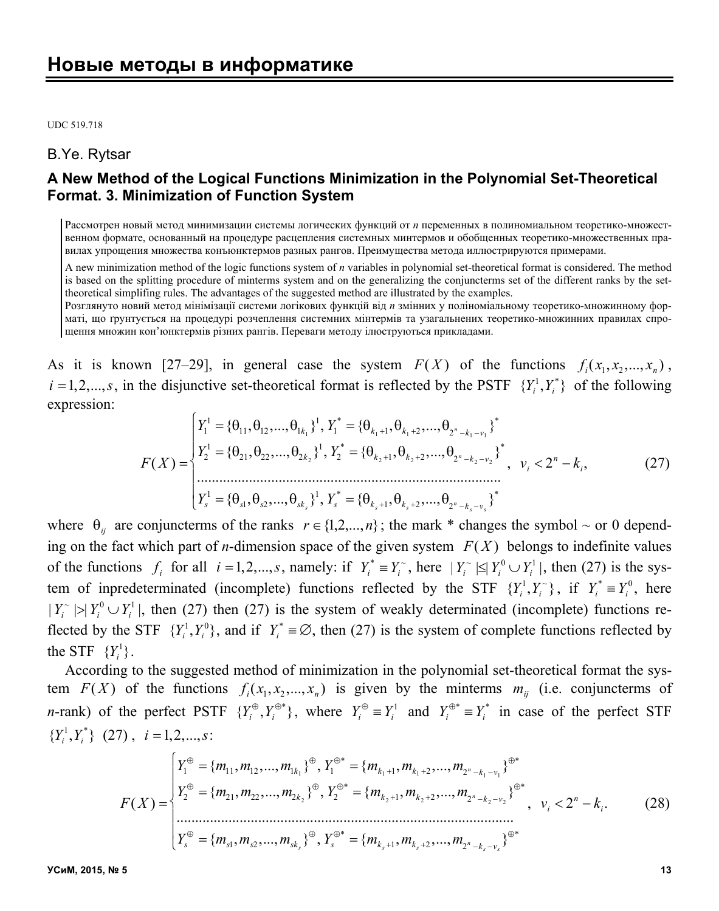# Новые методы в информатике

UDC 519.718

B.Ye. Rytsar

## A New Method of the Logical Functions Minimization in the Polynomial Set-Theoretical Format. 3. Minimization of Function System

Рассмотрен новый метод минимизации системы логических функций от *n* переменных в полиномиальном теоретико-множественном формате, основанный на процедуре расщепления системных минтермов и обобщенных теоретико-множественных правилах упрощения множества конъюнктермов разных рангов. Преимущества метода иллюстрируются примерами.

A new minimization method of the logic functions system of *n* variables in polynomial set-theoretical format is considered. The method is based on the splitting procedure of minterms system and on the generalizing the conjuncterms set of the different ranks by the set-theoretical simplifing rules. The advantages of the suggested method are illustrated by the examples.

Розглянуто новий метод мінімізації системи логікових функцій від *n* змінних у поліноміальному теоретико-множинному форматі, що грунтується на процедурі розчеплення системних мінтермів та узагальнених теоретико-множинних правилах спрощення множин кон'юнктермів різних рангів. Переваги методу ілюструються прикладами.

As it is known [27–29], in general case the system $F(X)$ of the functions $f_i(x_1, x_2, ..., x_n)$, $i = 1, 2, ..., s$, in the disjunctive set-theoretical format is reflected by the PSTF $\{Y_i^1, Y_i^*\}$ of the following expression:

$$F(X) = \begin{cases} Y_1^1 = \{\theta_{11}, \theta_{12}, ..., \theta_{1k_1}\}^1,\ Y_1^* = \{\theta_{k_1+1}, \theta_{k_1+2}, ..., \theta_{2^n-k_1-v_1}\}^* \\ Y_2^1 = \{\theta_{21}, \theta_{22}, ..., \theta_{2k_2}\}^1,\ Y_2^* = \{\theta_{k_2+1}, \theta_{k_2+2}, ..., \theta_{2^n-k_2-v_2}\}^* \\ \dots\dots\dots\dots\dots\dots\dots\dots\dots\dots\dots\dots\dots\dots\dots \\ Y_s^1 = \{\theta_{s1}, \theta_{s2}, ..., \theta_{sk_s}\}^1,\ Y_s^* = \{\theta_{k_s+1}, \theta_{k_s+2}, ..., \theta_{2^n-k_s-v_s}\}^* \end{cases},\quad v_i < 2^n - k_i, \tag{27}$$

where $\theta_{ij}$ are conjuncterms of the ranks $r \in \{1, 2, ..., n\}$; the mark * changes the symbol ~ or 0 depending on the fact which part of *n*-dimension space of the given system $F(X)$ belongs to indefinite values of the functions $f_i$ for all $i = 1, 2, ..., s$, namely: if $Y_i^* \equiv Y_i^{\sim}$, here $|Y_i^{\sim}| \le |Y_i^0 \cup Y_i^1|$, then (27) is the system of inpredeterminated (incomplete) functions reflected by the STF $\{Y_i^1, Y_i^{\sim}\}$, if $Y_i^* \equiv Y_i^0$, here $|Y_i^{\sim}| > |Y_i^0 \cup Y_i^1|$, then (27) then (27) is the system of weakly determinated (incomplete) functions reflected by the STF $\{Y_i^1, Y_i^0\}$, and if $Y_i^* \equiv \varnothing$, then (27) is the system of complete functions reflected by the STF $\{Y_i^1\}$.

According to the suggested method of minimization in the polynomial set-theoretical format the system $F(X)$ of the functions $f_i(x_1, x_2, ..., x_n)$ is given by the minterms $m_{ij}$ (i.e. conjuncterms of *n*-rank) of the perfect PSTF $\{Y_i^{\oplus}, Y_i^{\oplus *}\}$, where $Y_i^{\oplus} \equiv Y_i^1$ and $Y_i^{\oplus *} \equiv Y_i^*$ in case of the perfect STF $\{Y_i^1, Y_i^*\}$ (27), $i = 1, 2, ..., s$:

$$F(X) = \begin{cases} Y_1^{\oplus} = \{m_{11}, m_{12}, ..., m_{1k_1}\}^{\oplus},\ Y_1^{\oplus *} = \{m_{k_1+1}, m_{k_1+2}, ..., m_{2^n-k_1-v_1}\}^{\oplus *} \\ Y_2^{\oplus} = \{m_{21}, m_{22}, ..., m_{2k_2}\}^{\oplus},\ Y_2^{\oplus *} = \{m_{k_2+1}, m_{k_2+2}, ..., m_{2^n-k_2-v_2}\}^{\oplus *} \\ \dots\dots\dots\dots\dots\dots\dots\dots\dots\dots\dots\dots\dots\dots\dots \\ Y_s^{\oplus} = \{m_{s1}, m_{s2}, ..., m_{sk_s}\}^{\oplus},\ Y_s^{\oplus *} = \{m_{k_s+1}, m_{k_s+2}, ..., m_{2^n-k_s-v_s}\}^{\oplus *} \end{cases},\quad v_i < 2^n - k_i. \tag{28}$$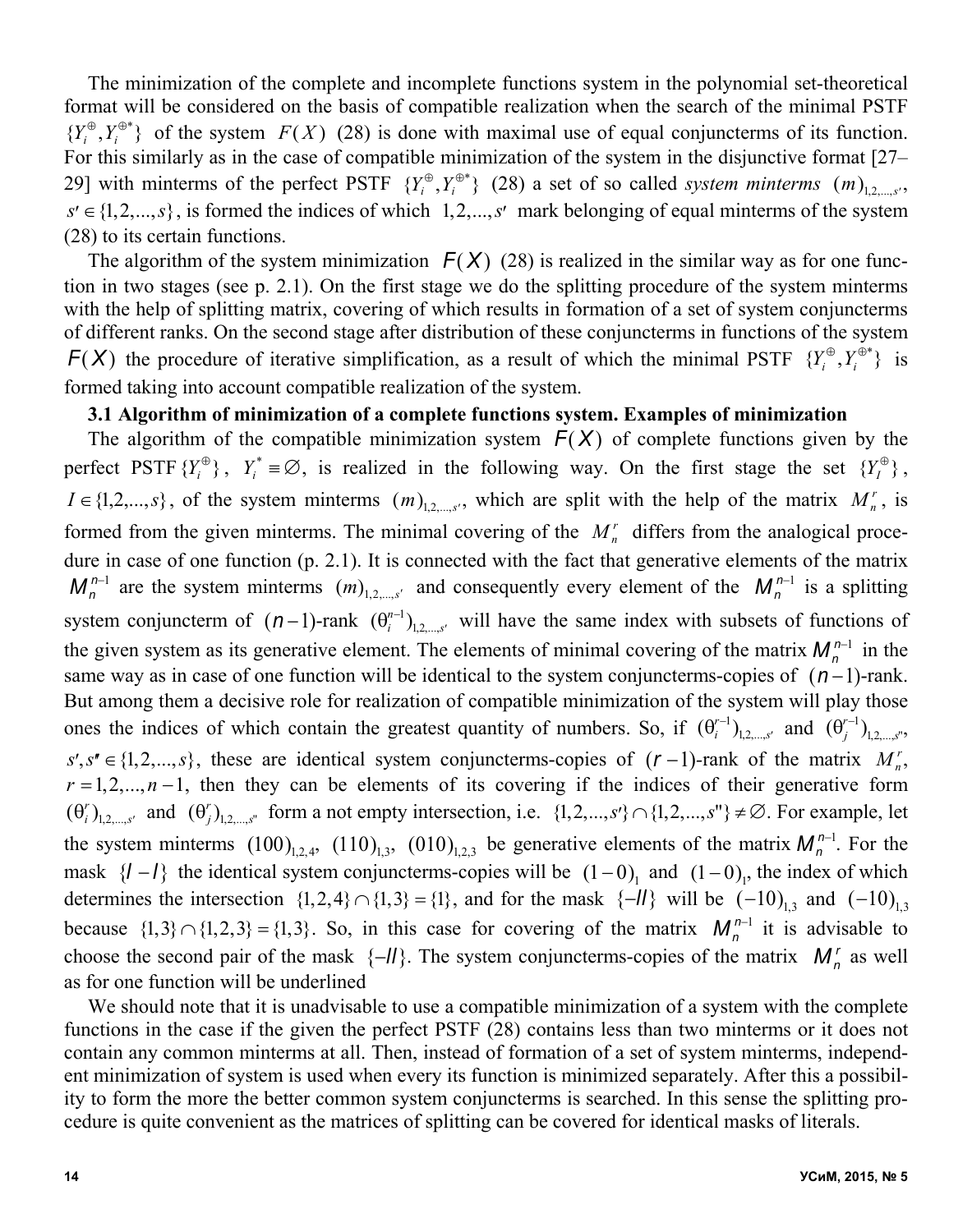The minimization of the complete and incomplete functions system in the polynomial set-theoretical format will be considered on the basis of compatible realization when the search of the minimal PSTF $\{Y_i^{\oplus}, Y_i^{\oplus *}\}$ of the system $F(X)$ (28) is done with maximal use of equal conjuncterms of its function. For this similarly as in the case of compatible minimization of the system in the disjunctive format [27–29] with minterms of the perfect PSTF $\{Y_i^{\oplus}, Y_i^{\oplus *}\}$ (28) a set of so called *system minterms* $(m)_{1,2,...,s'}$, $s' \in \{1,2,...,s\}$, is formed the indices of which $1,2,...,s'$ mark belonging of equal minterms of the system (28) to its certain functions.

The algorithm of the system minimization $F(X)$ (28) is realized in the similar way as for one function in two stages (see p. 2.1). On the first stage we do the splitting procedure of the system minterms with the help of splitting matrix, covering of which results in formation of a set of system conjuncterms of different ranks. On the second stage after distribution of these conjuncterms in functions of the system $F(X)$ the procedure of iterative simplification, as a result of which the minimal PSTF $\{Y_i^{\oplus}, Y_i^{\oplus *}\}$ is formed taking into account compatible realization of the system.

**3.1 Algorithm of minimization of a complete functions system. Examples of minimization**

The algorithm of the compatible minimization system $F(X)$ of complete functions given by the perfect PSTF $\{Y_i^{\oplus}\}$, $Y_i^{*} \equiv \varnothing$, is realized in the following way. On the first stage the set $\{Y_I^{\oplus}\}$, $I \in \{1,2,...,s\}$, of the system minterms $(m)_{1,2,...,s'}$, which are split with the help of the matrix $M_n^r$, is formed from the given minterms. The minimal covering of the $M_n^r$ differs from the analogical procedure in case of one function (p. 2.1). It is connected with the fact that generative elements of the matrix $M_n^{n-1}$ are the system minterms $(m)_{1,2,...,s'}$ and consequently every element of the $M_n^{n-1}$ is a splitting system conjuncterm of $(n-1)$-rank $(\theta_i^{n-1})_{1,2,...,s'}$ will have the same index with subsets of functions of the given system as its generative element. The elements of minimal covering of the matrix $M_n^{n-1}$ in the same way as in case of one function will be identical to the system conjuncterms-copies of $(n-1)$-rank. But among them a decisive role for realization of compatible minimization of the system will play those ones the indices of which contain the greatest quantity of numbers. So, if $(\theta_i^{r-1})_{1,2,...,s'}$ and $(\theta_j^{r-1})_{1,2,...,s''}$, $s', s'' \in \{1,2,...,s\}$, these are identical system conjuncterms-copies of $(r-1)$-rank of the matrix $M_n^r$, $r = 1,2,...,n-1$, then they can be elements of its covering if the indices of their generative form $(\theta_i^r)_{1,2,...,s'}$ and $(\theta_j^r)_{1,2,...,s''}$ form a not empty intersection, i.e. $\{1,2,...,s'\} \cap \{1,2,...,s''\} \neq \varnothing$. For example, let the system minterms $(100)_{1,2,4}$, $(110)_{1,3}$, $(010)_{1,2,3}$ be generative elements of the matrix $M_n^{n-1}$. For the mask $\{I-I\}$ the identical system conjuncterms-copies will be $(1-0)_1$ and $(1-0)_1$, the index of which determines the intersection $\{1,2,4\} \cap \{1,3\} = \{1\}$, and for the mask $\{-II\}$ will be $(-10)_{1,3}$ and $(-10)_{1,3}$ because $\{1,3\} \cap \{1,2,3\} = \{1,3\}$. So, in this case for covering of the matrix $M_n^{n-1}$ it is advisable to choose the second pair of the mask $\{-II\}$. The system conjuncterms-copies of the matrix $M_n^r$ as well as for one function will be underlined

We should note that it is unadvisable to use a compatible minimization of a system with the complete functions in the case if the given the perfect PSTF (28) contains less than two minterms or it does not contain any common minterms at all. Then, instead of formation of a set of system minterms, independent minimization of system is used when every its function is minimized separately. After this a possibility to form the more the better common system conjuncterms is searched. In this sense the splitting procedure is quite convenient as the matrices of splitting can be covered for identical masks of literals.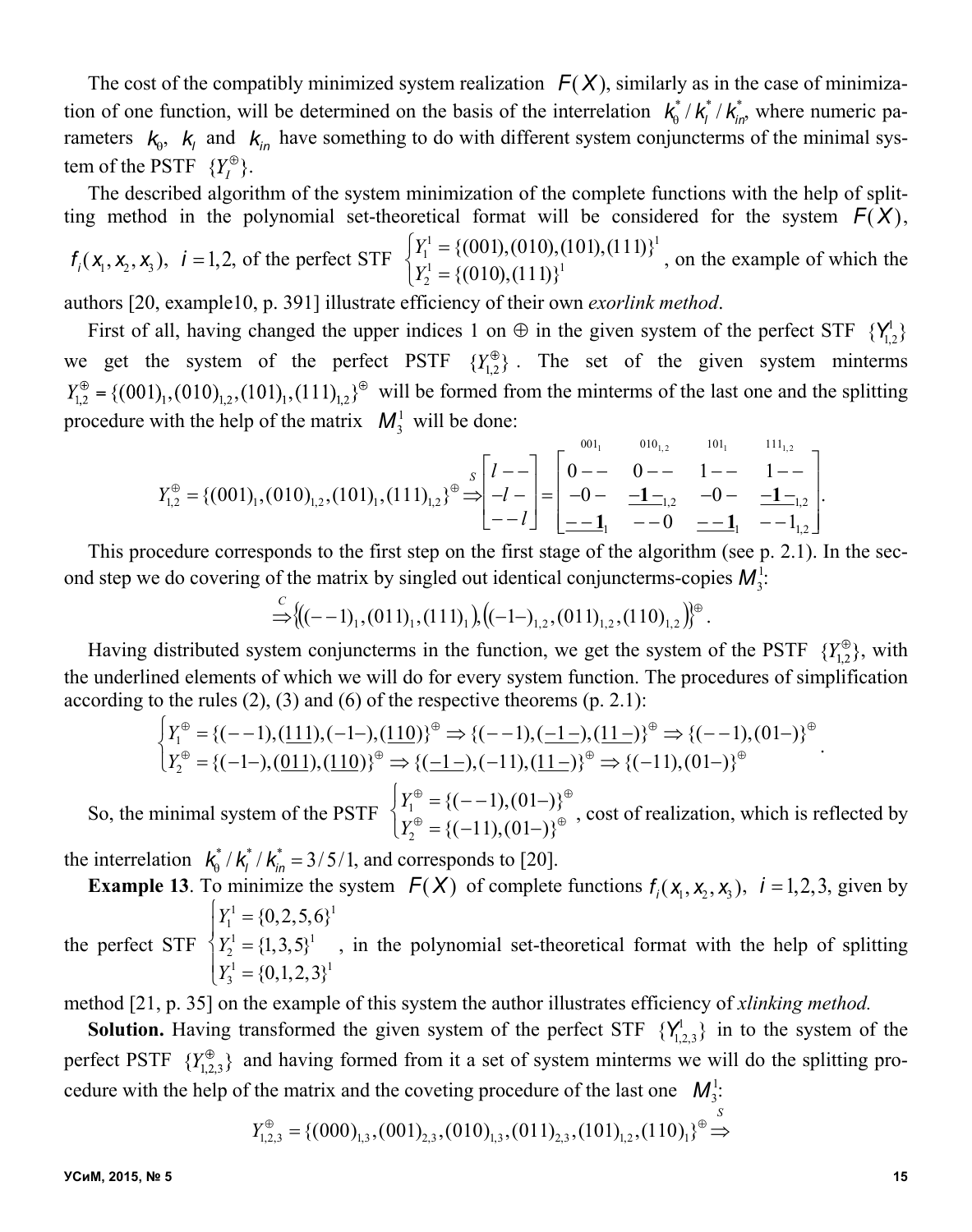The cost of the compatibly minimized system realization $F(X)$, similarly as in the case of minimization of one function, will be determined on the basis of the interrelation $k_0^*/k_l^*/k_{in}^*$, where numeric parameters $k_0$, $k_l$ and $k_{in}$ have something to do with different system conjuncterms of the minimal system of the PSTF $\{Y_l^{\oplus}\}$.

The described algorithm of the system minimization of the complete functions with the help of splitting method in the polynomial set-theoretical format will be considered for the system $F(X)$, $f_i(x_1,x_2,x_3)$, $i=1,2$, of the perfect STF $\begin{cases} Y_1^1 = \{(001),(010),(101),(111)\}^1 \\ Y_2^1 = \{(010),(111)\}^1 \end{cases}$, on the example of which the authors [20, example10, p. 391] illustrate efficiency of their own *exorlink method*.

First of all, having changed the upper indices 1 on $\oplus$ in the given system of the perfect STF $\{Y_{1,2}^1\}$ we get the system of the perfect PSTF $\{Y_{1,2}^{\oplus}\}$. The set of the given system minterms $Y_{1,2}^{\oplus} = \{(001)_1,(010)_{1,2},(101)_1,(111)_{1,2}\}^{\oplus}$ will be formed from the minterms of the last one and the splitting procedure with the help of the matrix $M_3^1$ will be done:

$$Y_{1,2}^{\oplus} = \{(001)_1,(010)_{1,2},(101)_1,(111)_{1,2}\}^{\oplus} \overset{S}{\Rightarrow} \begin{bmatrix} l-- \\ -l- \\ --l \end{bmatrix} = \begin{bmatrix} \overset{001_1}{0--} & \overset{010_{1,2}}{0--} & \overset{101_1}{1--} & \overset{111_{1,2}}{1--} \\ -0- & \underline{-\mathbf{1}-}_{1,2} & -0- & \underline{-\mathbf{1}-}_{1,2} \\ \underline{--\mathbf{1}}_1 & --0 & \underline{--\mathbf{1}}_1 & --1_{1,2} \end{bmatrix}.$$

This procedure corresponds to the first step on the first stage of the algorithm (see p. 2.1). In the second step we do covering of the matrix by singled out identical conjuncterms-copies $M_3^1$:

$$\overset{C}{\Rightarrow} \{((--1)_1,(011)_1,(111)_1),((-1-)_{1,2},(011)_{1,2},(110)_{1,2})\}^{\oplus}.$$

Having distributed system conjuncterms in the function, we get the system of the PSTF $\{Y_{1,2}^{\oplus}\}$, with the underlined elements of which we will do for every system function. The procedures of simplification according to the rules (2), (3) and (6) of the respective theorems (p. 2.1):

$$\begin{cases} Y_1^{\oplus} = \{(--1),(\underline{111}),(-1-),(\underline{110})\}^{\oplus} \Rightarrow \{(--1),(\underline{-1-}),(\underline{11-})\}^{\oplus} \Rightarrow \{(--1),(01-)\}^{\oplus} \\ Y_2^{\oplus} = \{(-1-),(\underline{011}),(\underline{110})\}^{\oplus} \Rightarrow \{(\underline{-1-}),(-11),(\underline{11-})\}^{\oplus} \Rightarrow \{(-11),(01-)\}^{\oplus} \end{cases}.$$

So, the minimal system of the PSTF $\begin{cases} Y_1^{\oplus} = \{(--1),(01-)\}^{\oplus} \\ Y_2^{\oplus} = \{(-11),(01-)\}^{\oplus} \end{cases}$, cost of realization, which is reflected by the interrelation $k_0^*/k_l^*/k_{in}^* = 3/5/1$, and corresponds to [20].

**Example 13**. To minimize the system $F(X)$ of complete functions $f_i(x_1,x_2,x_3)$, $i=1,2,3$, given by the perfect STF $\begin{cases} Y_1^1 = \{0,2,5,6\}^1 \\ Y_2^1 = \{1,3,5\}^1 \\ Y_3^1 = \{0,1,2,3\}^1 \end{cases}$, in the polynomial set-theoretical format with the help of splitting method [21, p. 35] on the example of this system the author illustrates efficiency of *xlinking method.*

**Solution.** Having transformed the given system of the perfect STF $\{Y_{1,2,3}^1\}$ in to the system of the perfect PSTF $\{Y_{1,2,3}^{\oplus}\}$ and having formed from it a set of system minterms we will do the splitting procedure with the help of the matrix and the coveting procedure of the last one $M_3^1$:

$$Y_{1,2,3}^{\oplus} = \{(000)_{1,3},(001)_{2,3},(010)_{1,3},(011)_{2,3},(101)_{1,2},(110)_1\}^{\oplus} \overset{S}{\Rightarrow}$$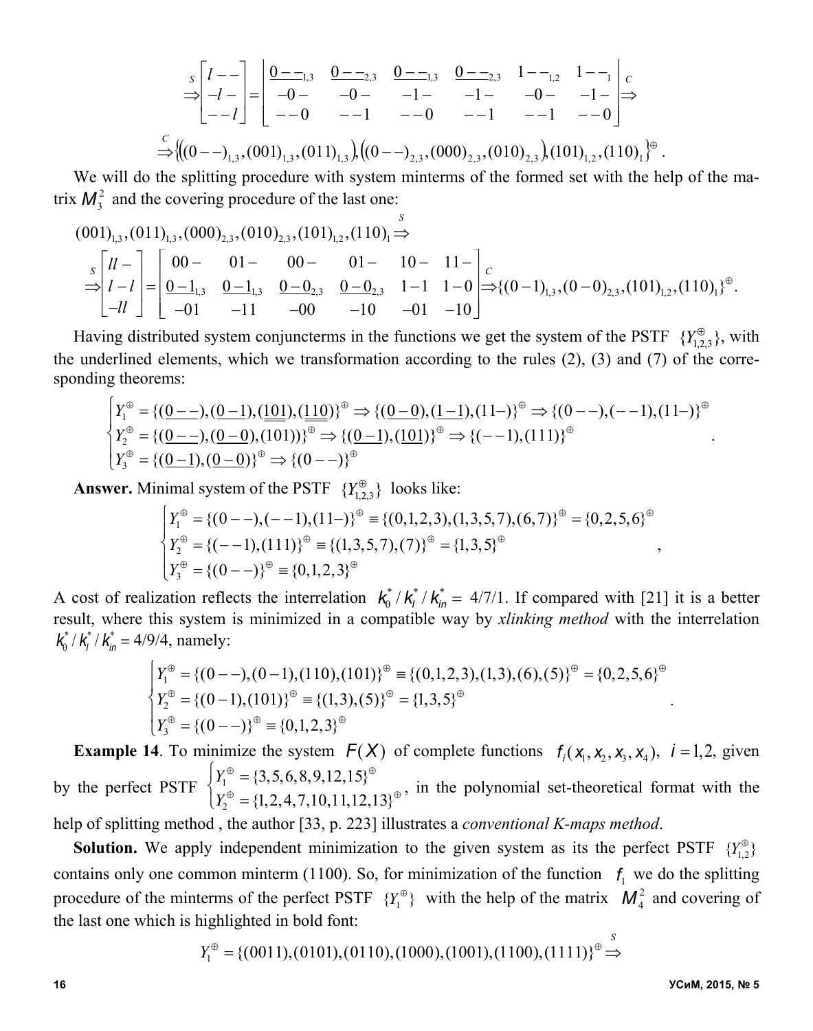$$\overset{S}{\Rightarrow}\begin{bmatrix} l-- \\ -l- \\ --l \end{bmatrix} = \begin{bmatrix} \underline{0--}_{1,3} & \underline{0--}_{2,3} & \underline{0--}_{1,3} & \underline{0--}_{2,3} & 1--_{1,2} & 1--_{1} \\ -0- & -0- & -1- & -1- & -0- & -1- \\ --0 & --1 & --0 & --1 & --1 & --0 \end{bmatrix} \overset{C}{\Rightarrow}$$

$$\overset{C}{\Rightarrow}\{((0--)_{1,3},(001)_{1,3},(011)_{1,3}),((0--)_{2,3},(000)_{2,3},(010)_{2,3}),(101)_{1,2},(110)_{1}\}^{\oplus}.$$

We will do the splitting procedure with system minterms of the formed set with the help of the matrix $M_3^2$ and the covering procedure of the last one:

$$(001)_{1,3},(011)_{1,3},(000)_{2,3},(010)_{2,3},(101)_{1,2},(110)_{1} \overset{S}{\Rightarrow}$$

$$\overset{S}{\Rightarrow}\begin{bmatrix} ll- \\ l-l \\ -ll \end{bmatrix} = \begin{bmatrix} 00- & 01- & 00- & 01- & 10- & 11- \\ \underline{0-1}_{1,3} & \underline{0-1}_{1,3} & \underline{0-0}_{2,3} & \underline{0-0}_{2,3} & 1-1 & 1-0 \\ -01 & -11 & -00 & -10 & -01 & -10 \end{bmatrix} \overset{C}{\Rightarrow}\{(0-1)_{1,3},(0-0)_{2,3},(101)_{1,2},(110)_{1}\}^{\oplus}.$$

Having distributed system conjuncterms in the functions we get the system of the PSTF $\{Y_{1,2,3}^{\oplus}\}$, with the underlined elements, which we transformation according to the rules (2), (3) and (7) of the corresponding theorems:

$$\begin{cases} Y_1^{\oplus} = \{(\underline{0--}),(\underline{0-1}),(\underline{\underline{101}}),(\underline{\underline{110}})\}^{\oplus} \Rightarrow \{(\underline{0-0}),(\underline{1-1}),(11-)\}^{\oplus} \Rightarrow \{(0--),(--1),(11-)\}^{\oplus} \\ Y_2^{\oplus} = \{(\underline{0--}),(\underline{0-0}),(101))\}^{\oplus} \Rightarrow \{(\underline{0-1}),(\underline{101})\}^{\oplus} \Rightarrow \{(--1),(111)\}^{\oplus} \\ Y_3^{\oplus} = \{(\underline{0-1}),(\underline{0-0})\}^{\oplus} \Rightarrow \{(0--)\}^{\oplus} \end{cases}.$$

**Answer.** Minimal system of the PSTF $\{Y_{1,2,3}^{\oplus}\}$ looks like:

$$\begin{cases} Y_1^{\oplus} = \{(0--),(--1),(11-)\}^{\oplus} \equiv \{(0,1,2,3),(1,3,5,7),(6,7)\}^{\oplus} = \{0,2,5,6\}^{\oplus} \\ Y_2^{\oplus} = \{(--1),(111)\}^{\oplus} \equiv \{(1,3,5,7),(7)\}^{\oplus} = \{1,3,5\}^{\oplus} \\ Y_3^{\oplus} = \{(0--)\}^{\oplus} \equiv \{0,1,2,3\}^{\oplus} \end{cases},$$

A cost of realization reflects the interrelation $k_0^*/k_l^*/k_{in}^* =$ 4/7/1. If compared with [21] it is a better result, where this system is minimized in a compatible way by *xlinking method* with the interrelation $k_0^*/k_l^*/k_{in}^* =$ 4/9/4, namely:

$$\begin{cases} Y_1^{\oplus} = \{(0--),(0-1),(110),(101)\}^{\oplus} \equiv \{(0,1,2,3),(1,3),(6),(5)\}^{\oplus} = \{0,2,5,6\}^{\oplus} \\ Y_2^{\oplus} = \{(0-1),(101)\}^{\oplus} \equiv \{(1,3),(5)\}^{\oplus} = \{1,3,5\}^{\oplus} \\ Y_3^{\oplus} = \{(0--)\}^{\oplus} \equiv \{0,1,2,3\}^{\oplus} \end{cases}.$$

**Example 14**. To minimize the system $F(X)$ of complete functions $f_i(x_1,x_2,x_3,x_4),\ i=1,2,$ given by the perfect PSTF $\begin{cases} Y_1^{\oplus} = \{3,5,6,8,9,12,15\}^{\oplus} \\ Y_2^{\oplus} = \{1,2,4,7,10,11,12,13\}^{\oplus} \end{cases}$, in the polynomial set-theoretical format with the help of splitting method , the author [33, p. 223] illustrates a *conventional K-maps method*.

**Solution.** We apply independent minimization to the given system as its the perfect PSTF $\{Y_{1,2}^{\oplus}\}$ contains only one common minterm (1100). So, for minimization of the function $f_1$ we do the splitting procedure of the minterms of the perfect PSTF $\{Y_1^{\oplus}\}$ with the help of the matrix $M_4^2$ and covering of the last one which is highlighted in bold font:

$$Y_1^{\oplus} = \{(0011),(0101),(0110),(1000),(1001),(1100),(1111)\}^{\oplus} \overset{S}{\Rightarrow}$$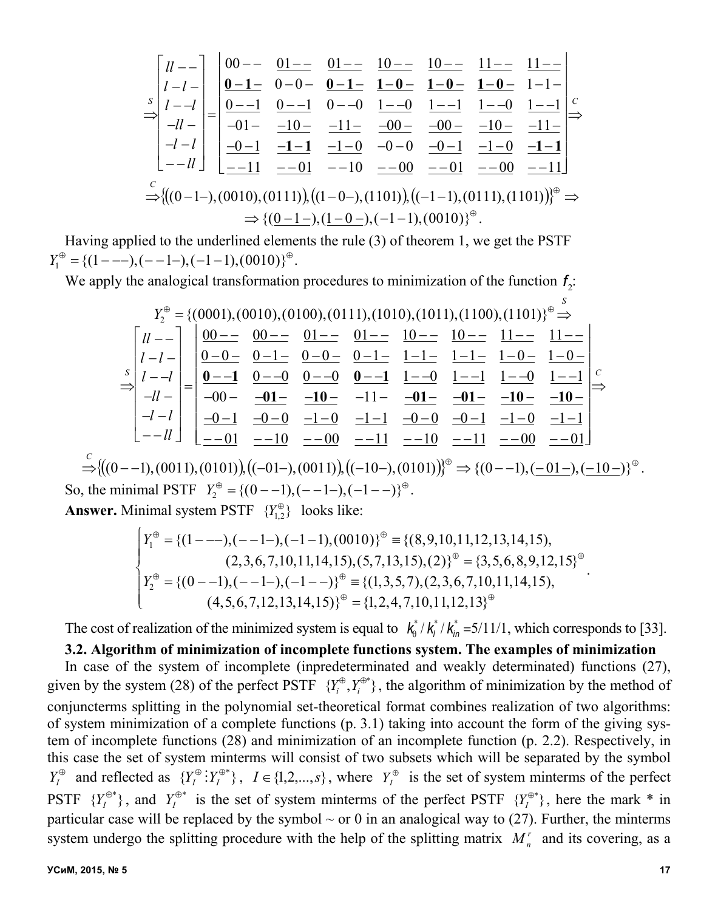$$\overset{S}{\Rightarrow}\begin{bmatrix} ll-- \\ l-l- \\ l--l \\ -ll- \\ -l-l \\ --ll \end{bmatrix} = \begin{vmatrix} 00-- & \underline{01--} & \underline{01--} & \underline{10--} & \underline{10--} & \underline{11--} & \underline{11--} \\ \underline{\mathbf{0-1-}} & 0-0- & \underline{\mathbf{0-1-}} & \underline{\mathbf{1-0-}} & \underline{\mathbf{1-0-}} & \underline{\mathbf{1-0-}} & 1-1- \\ \underline{0--1} & \underline{0--1} & 0--0 & \underline{1--0} & \underline{1--1} & \underline{1--0} & \underline{1--1} \\ -01- & \underline{-10-} & \underline{-11-} & \underline{-00-} & \underline{-00-} & \underline{-10-} & \underline{-11-} \\ \underline{-0-1} & \underline{\mathbf{-1-1}} & -1-0 & -0-0 & \underline{-0-1} & \underline{-1-0} & \underline{\mathbf{-1-1}} \\ \underline{--11} & \underline{--01} & --10 & \underline{--00} & \underline{--01} & \underline{--00} & \underline{--11} \end{vmatrix} \overset{C}{\Rightarrow}$$

$$\overset{C}{\Rightarrow}\{((0-1-),(0010),(0111)),((1-0-),(1101)),((-1-1),(0111),(1101))\}^{\oplus} \Rightarrow$$
$$\Rightarrow \{(\underline{0-1-}),(\underline{1-0-}),(-1-1),(0010)\}^{\oplus}.$$

Having applied to the underlined elements the rule (3) of theorem 1, we get the PSTF $Y_1^{\oplus}=\{(1---),(--1-),(-1-1),(0010)\}^{\oplus}$.

We apply the analogical transformation procedures to minimization of the function $f_2$:

$$Y_2^{\oplus}=\{(0001),(0010),(0100),(0111),(1010),(1011),(1100),(1101)\}^{\oplus}\overset{S}{\Rightarrow}$$

$$\overset{S}{\Rightarrow}\begin{bmatrix} ll-- \\ l-l- \\ l--l \\ -ll- \\ -l-l \\ --ll \end{bmatrix} = \begin{vmatrix} \underline{00--} & \underline{00--} & \underline{01--} & \underline{01--} & \underline{10--} & \underline{10--} & \underline{11--} & \underline{11--} \\ \underline{0-0-} & \underline{0-1-} & \underline{0-0-} & \underline{0-1-} & \underline{1-1-} & \underline{1-1-} & \underline{1-0-} & \underline{1-0-} \\ \underline{\mathbf{0--1}} & \underline{0--0} & \underline{0--0} & \underline{\mathbf{0--1}} & \underline{1--0} & \underline{1--1} & \underline{1--0} & \underline{1--1} \\ -00- & \underline{\mathbf{-01-}} & \underline{\mathbf{-10-}} & -11- & \underline{\mathbf{-01-}} & \underline{\mathbf{-01-}} & \underline{\mathbf{-10-}} & \underline{\mathbf{-10-}} \\ \underline{-0-1} & \underline{-0-0} & \underline{-1-0} & \underline{-1-1} & \underline{-0-0} & \underline{-0-1} & \underline{-1-0} & \underline{-1-1} \\ \underline{--01} & \underline{--10} & \underline{--00} & \underline{--11} & \underline{--10} & \underline{--11} & \underline{--00} & \underline{--01} \end{vmatrix} \overset{C}{\Rightarrow}$$

$$\overset{C}{\Rightarrow}\{((0--1),(0011),(0101)),((-01-),(0011)),((-10-),(0101))\}^{\oplus} \Rightarrow \{(0--1),(\underline{-01-}),(\underline{-10-})\}^{\oplus}.$$

So, the minimal PSTF $Y_2^{\oplus}=\{(0--1),(--1-),(-1--)\}^{\oplus}$.

**Answer.** Minimal system PSTF $\{Y_{1,2}^{\oplus}\}$ looks like:

$$\begin{cases} Y_1^{\oplus}=\{(1---),(--1-),(-1-1),(0010)\}^{\oplus}\equiv\{(8,9,10,11,12,13,14,15), \\ \qquad (2,3,6,7,10,11,14,15),(5,7,13,15),(2)\}^{\oplus}=\{3,5,6,8,9,12,15\}^{\oplus} \\ Y_2^{\oplus}=\{(0--1),(--1-),(-1--)\}^{\oplus}\equiv\{(1,3,5,7),(2,3,6,7,10,11,14,15), \\ \qquad (4,5,6,7,12,13,14,15)\}^{\oplus}=\{1,2,4,7,10,11,12,13\}^{\oplus} \end{cases}.$$

The cost of realization of the minimized system is equal to $k_\theta^*/k_l^*/k_{in}^*$ =5/11/1, which corresponds to [33].

**3.2. Algorithm of minimization of incomplete functions system. The examples of minimization**

In case of the system of incomplete (inpredeterminated and weakly determinated) functions (27), given by the system (28) of the perfect PSTF $\{Y_i^{\oplus},Y_i^{\oplus *}\}$, the algorithm of minimization by the method of conjuncterms splitting in the polynomial set-theoretical format combines realization of two algorithms: of system minimization of a complete functions (p. 3.1) taking into account the form of the giving system of incomplete functions (28) and minimization of an incomplete function (p. 2.2). Respectively, in this case the set of system minterms will consist of two subsets which will be separated by the symbol $Y_I^{\oplus}$ and reflected as $\{Y_I^{\oplus}\vdots Y_I^{\oplus *}\}$, $I\in\{1,2,...,s\}$, where $Y_I^{\oplus}$ is the set of system minterms of the perfect PSTF $\{Y_I^{\oplus *}\}$, and $Y_I^{\oplus *}$ is the set of system minterms of the perfect PSTF $\{Y_I^{\oplus *}\}$, here the mark * in particular case will be replaced by the symbol ~ or 0 in an analogical way to (27). Further, the minterms system undergo the splitting procedure with the help of the splitting matrix $M_n^r$ and its covering, as a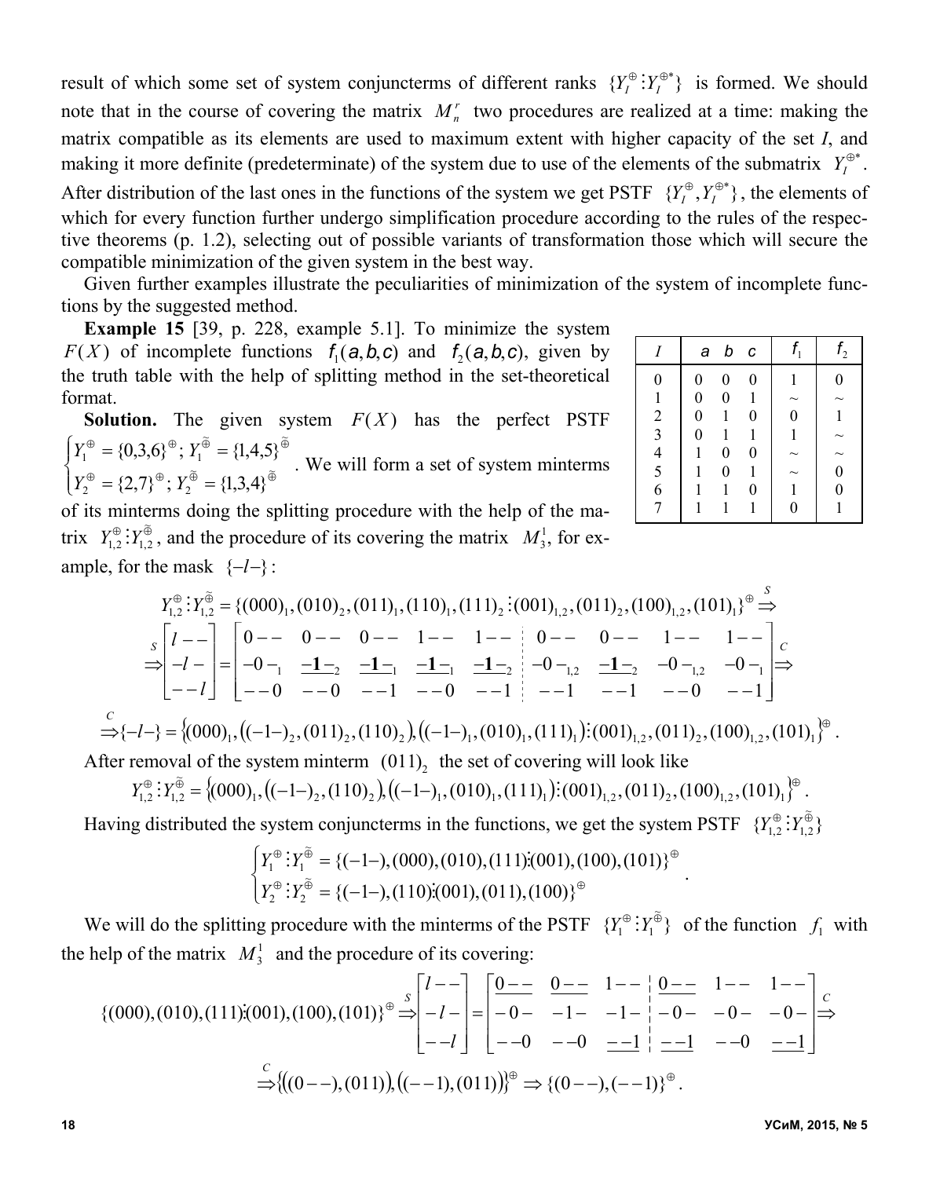result of which some set of system conjuncterms of different ranks $\{Y_I^{\oplus} \vdots Y_I^{\oplus *}\}$ is formed. We should note that in the course of covering the matrix $M_n^r$ two procedures are realized at a time: making the matrix compatible as its elements are used to maximum extent with higher capacity of the set *I*, and making it more definite (predeterminate) of the system due to use of the elements of the submatrix $Y_I^{\oplus *}$. After distribution of the last ones in the functions of the system we get PSTF $\{Y_I^{\oplus}, Y_I^{\oplus *}\}$, the elements of which for every function further undergo simplification procedure according to the rules of the respective theorems (p. 1.2), selecting out of possible variants of transformation those which will secure the compatible minimization of the given system in the best way.

Given further examples illustrate the peculiarities of minimization of the system of incomplete functions by the suggested method.

**Example 15** [39, p. 228, example 5.1]. To minimize the system $F(X)$ of incomplete functions $f_1(a,b,c)$ and $f_2(a,b,c)$, given by the truth table with the help of splitting method in the set-theoretical format.

| *I* | *a* | *b* | *c* | $f_1$ | $f_2$ |
|---|---|---|---|---|---|
| 0 | 0 | 0 | 0 | 1 | 0 |
| 1 | 0 | 0 | 1 | ~ | ~ |
| 2 | 0 | 1 | 0 | 0 | 1 |
| 3 | 0 | 1 | 1 | 1 | ~ |
| 4 | 1 | 0 | 0 | ~ | ~ |
| 5 | 1 | 0 | 1 | ~ | 0 |
| 6 | 1 | 1 | 0 | 1 | 0 |
| 7 | 1 | 1 | 1 | 0 | 1 |

**Solution.** The given system $F(X)$ has the perfect PSTF $\begin{cases} Y_1^{\oplus} = \{0,3,6\}^{\oplus};\ Y_1^{\tilde{\oplus}} = \{1,4,5\}^{\tilde{\oplus}} \\ Y_2^{\oplus} = \{2,7\}^{\oplus};\ Y_2^{\tilde{\oplus}} = \{1,3,4\}^{\tilde{\oplus}} \end{cases}$. We will form a set of system minterms of its minterms doing the splitting procedure with the help of the matrix $Y_{1,2}^{\oplus} \vdots Y_{1,2}^{\tilde{\oplus}}$, and the procedure of its covering the matrix $M_3^1$, for example, for the mask $\{-l-\}$:

$$Y_{1,2}^{\oplus} \vdots Y_{1,2}^{\tilde{\oplus}} = \{(000)_1, (010)_2, (011)_1, (110)_1, (111)_2 \vdots (001)_{1,2}, (011)_2, (100)_{1,2}, (101)_1\}^{\oplus} \overset{S}{\Rightarrow}$$

$$\overset{S}{\Rightarrow} \begin{bmatrix} l-- \\ -l- \\ --l \end{bmatrix} = \left[\begin{array}{ccccc:cccc} 0-- & 0-- & 0-- & 1-- & 1-- & 0-- & 0-- & 1-- & 1-- \\ -0-_1 & \underline{-\mathbf{1}-}_2 & \underline{-\mathbf{1}-}_1 & \underline{-\mathbf{1}-}_1 & \underline{-\mathbf{1}-}_2 & -0-_{1,2} & \underline{-\mathbf{1}-}_2 & -0-_{1,2} & -0-_1 \\ --0 & --0 & --1 & --0 & --1 & --1 & --1 & --0 & --1 \end{array}\right] \overset{C}{\Rightarrow}$$

$$\overset{C}{\Rightarrow} \{-l-\} = \left\{(000)_1, \left((-1-)_2, (011)_2, (110)_2\right), \left((-1-)_1, (010)_1, (111)_1\right) \vdots (001)_{1,2}, (011)_2, (100)_{1,2}, (101)_1\right\}^{\oplus}.$$

After removal of the system minterm $(011)_2$ the set of covering will look like

$$Y_{1,2}^{\oplus} \vdots Y_{1,2}^{\tilde{\oplus}} = \left\{(000)_1, \left((-1-)_2, (110)_2\right), \left((-1-)_1, (010)_1, (111)_1\right) \vdots (001)_{1,2}, (011)_2, (100)_{1,2}, (101)_1\right\}^{\oplus}.$$

Having distributed the system conjuncterms in the functions, we get the system PSTF $\{Y_{1,2}^{\oplus} \vdots Y_{1,2}^{\tilde{\oplus}}\}$

$$\begin{cases} Y_1^{\oplus} \vdots Y_1^{\tilde{\oplus}} = \{(-1-), (000), (010), (111) \vdots (001), (100), (101)\}^{\oplus} \\ Y_2^{\oplus} \vdots Y_2^{\tilde{\oplus}} = \{(-1-), (110) \vdots (001), (011), (100)\}^{\oplus} \end{cases}.$$

We will do the splitting procedure with the minterms of the PSTF $\{Y_1^{\oplus} \vdots Y_1^{\tilde{\oplus}}\}$ of the function $f_1$ with the help of the matrix $M_3^1$ and the procedure of its covering:

$$\{(000), (010), (111) \vdots (001), (100), (101)\}^{\oplus} \overset{S}{\Rightarrow} \begin{bmatrix} l-- \\ -l- \\ --l \end{bmatrix} = \left[\begin{array}{ccc:ccc} \underline{0--} & \underline{0--} & 1-- & \underline{0--} & 1-- & 1-- \\ -0- & -1- & -1- & -0- & -0- & -0- \\ --0 & --0 & \underline{--1} & \underline{--1} & --0 & \underline{--1} \end{array}\right] \overset{C}{\Rightarrow}$$

$$\overset{C}{\Rightarrow} \left\{\left((0--), (011)\right), \left((--1), (011)\right)\right\}^{\oplus} \Rightarrow \{(0--), (--1)\}^{\oplus}.$$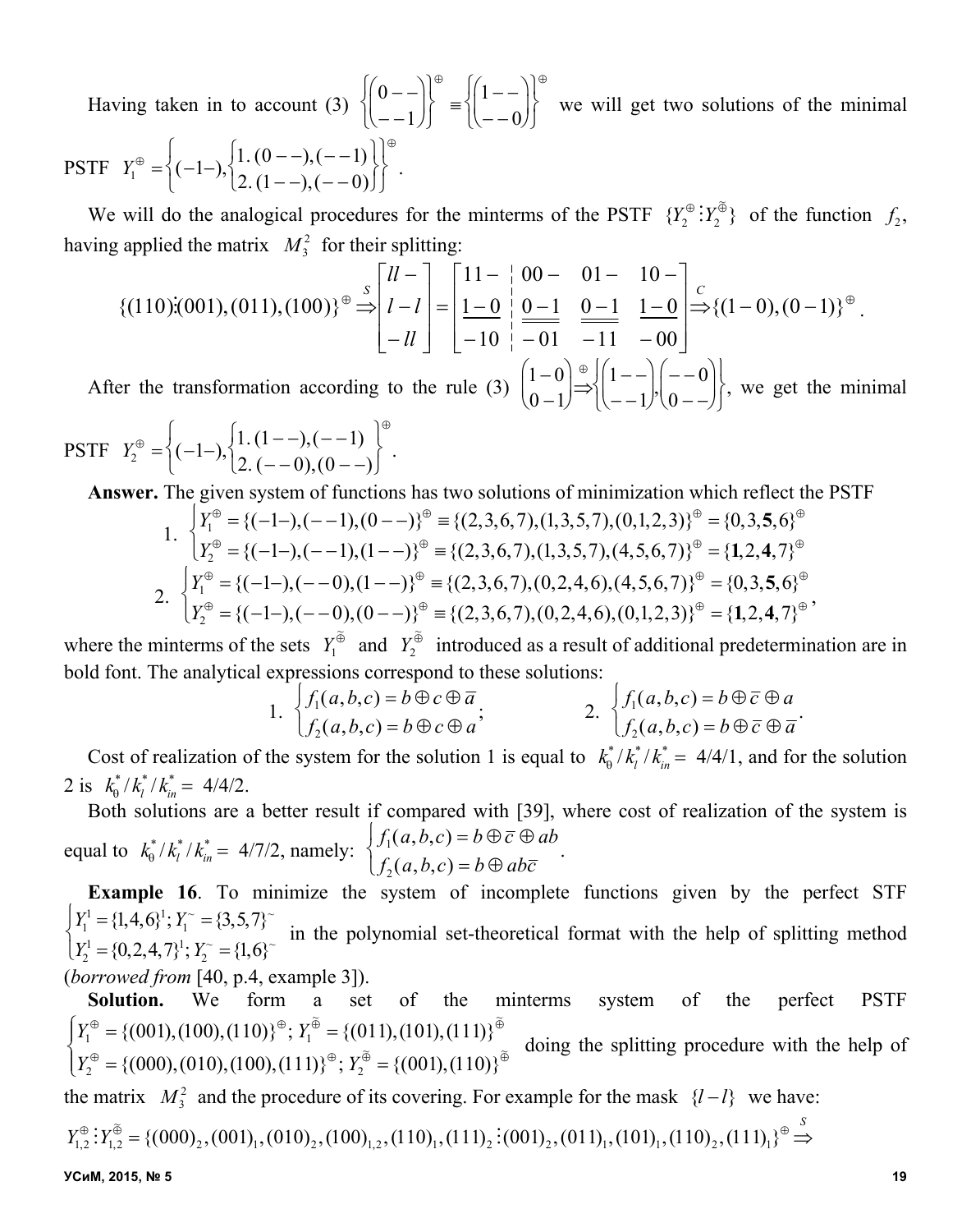Having taken in to account (3) $\left\{\begin{pmatrix}0--\\--1\end{pmatrix}\right\}^{\oplus} \equiv \left\{\begin{pmatrix}1--\\--0\end{pmatrix}\right\}^{\oplus}$ we will get two solutions of the minimal PSTF $Y_1^{\oplus} = \left\{(-1-), \begin{Bmatrix}1.\,(0--),(--1)\\2.\,(1--),(--0)\end{Bmatrix}\right\}^{\oplus}$.

We will do the analogical procedures for the minterms of the PSTF $\{Y_2^{\oplus} \vdots Y_2^{\tilde{\oplus}}\}$ of the function $f_2$, having applied the matrix $M_3^2$ for their splitting:

$$\{(110)\vdots(001),(011),(100)\}^{\oplus} \overset{S}{\Rightarrow} \begin{bmatrix} ll- \\ l-l \\ -ll \end{bmatrix} = \begin{bmatrix} 11- & \vdots & 00- & 01- & 10- \\ \underline{1-0} & \vdots & \underline{\underline{0-1}} & \underline{\underline{0-1}} & \underline{\underline{1-0}} \\ -10 & \vdots & -01 & -11 & -00 \end{bmatrix} \overset{C}{\Rightarrow} \{(1-0),(0-1)\}^{\oplus}.$$

After the transformation according to the rule (3) $\begin{pmatrix}1-0\\0-1\end{pmatrix}^{\oplus} \Rightarrow \left\{\begin{pmatrix}1--\\--1\end{pmatrix}, \begin{pmatrix}--0\\0--\end{pmatrix}\right\}$, we get the minimal PSTF $Y_2^{\oplus} = \left\{(-1-), \begin{Bmatrix}1.\,(1--),(--1)\\2.\,(--0),(0--)\end{Bmatrix}\right\}^{\oplus}$.

**Answer.** The given system of functions has two solutions of minimization which reflect the PSTF

$$1.\ \begin{cases} Y_1^{\oplus} = \{(-1-),(--1),(0--)\}^{\oplus} \equiv \{(2,3,6,7),(1,3,5,7),(0,1,2,3)\}^{\oplus} = \{0,3,\mathbf{5},6\}^{\oplus} \\ Y_2^{\oplus} = \{(-1-),(--1),(1--)\}^{\oplus} \equiv \{(2,3,6,7),(1,3,5,7),(4,5,6,7)\}^{\oplus} = \{\mathbf{1},2,\mathbf{4},7\}^{\oplus} \end{cases}$$

$$2.\ \begin{cases} Y_1^{\oplus} = \{(-1-),(--0),(1--)\}^{\oplus} \equiv \{(2,3,6,7),(0,2,4,6),(4,5,6,7)\}^{\oplus} = \{0,3,\mathbf{5},6\}^{\oplus} \\ Y_2^{\oplus} = \{(-1-),(--0),(0--)\}^{\oplus} \equiv \{(2,3,6,7),(0,2,4,6),(0,1,2,3)\}^{\oplus} = \{\mathbf{1},2,\mathbf{4},7\}^{\oplus} \end{cases},$$

where the minterms of the sets $Y_1^{\tilde{\oplus}}$ and $Y_2^{\tilde{\oplus}}$ introduced as a result of additional predetermination are in bold font. The analytical expressions correspond to these solutions:

$$1.\ \begin{cases} f_1(a,b,c) = b \oplus c \oplus \bar{a} \\ f_2(a,b,c) = b \oplus c \oplus a \end{cases}; \qquad 2.\ \begin{cases} f_1(a,b,c) = b \oplus \bar{c} \oplus a \\ f_2(a,b,c) = b \oplus \bar{c} \oplus \bar{a} \end{cases}.$$

Cost of realization of the system for the solution 1 is equal to $k_0^*/k_l^*/k_{in}^* =$ 4/4/1, and for the solution 2 is $k_0^*/k_l^*/k_{in}^* =$ 4/4/2.

Both solutions are a better result if compared with [39], where cost of realization of the system is equal to $k_0^*/k_l^*/k_{in}^* =$ 4/7/2, namely: $\begin{cases} f_1(a,b,c) = b \oplus \bar{c} \oplus ab \\ f_2(a,b,c) = b \oplus ab\bar{c} \end{cases}$.

**Example 16**. To minimize the system of incomplete functions given by the perfect STF $\begin{cases} Y_1^1 = \{1,4,6\}^1; Y_1^{\sim} = \{3,5,7\}^{\sim} \\ Y_2^1 = \{0,2,4,7\}^1; Y_2^{\sim} = \{1,6\}^{\sim} \end{cases}$ in the polynomial set-theoretical format with the help of splitting method (*borrowed from* [40, p.4, example 3]).

**Solution.** We form a set of the minterms system of the perfect PSTF $\begin{cases} Y_1^{\oplus} = \{(001),(100),(110)\}^{\oplus}; Y_1^{\tilde{\oplus}} = \{(011),(101),(111)\}^{\tilde{\oplus}} \\ Y_2^{\oplus} = \{(000),(010),(100),(111)\}^{\oplus}; Y_2^{\tilde{\oplus}} = \{(001),(110)\}^{\tilde{\oplus}} \end{cases}$ doing the splitting procedure with the help of the matrix $M_3^2$ and the procedure of its covering. For example for the mask $\{l-l\}$ we have:

$$Y_{1,2}^{\oplus} \vdots Y_{1,2}^{\tilde{\oplus}} = \{(000)_2,(001)_1,(010)_2,(100)_{1,2},(110)_1,(111)_2 \vdots (001)_2,(011)_1,(101)_1,(110)_2,(111)_1\}^{\oplus} \overset{S}{\Rightarrow}$$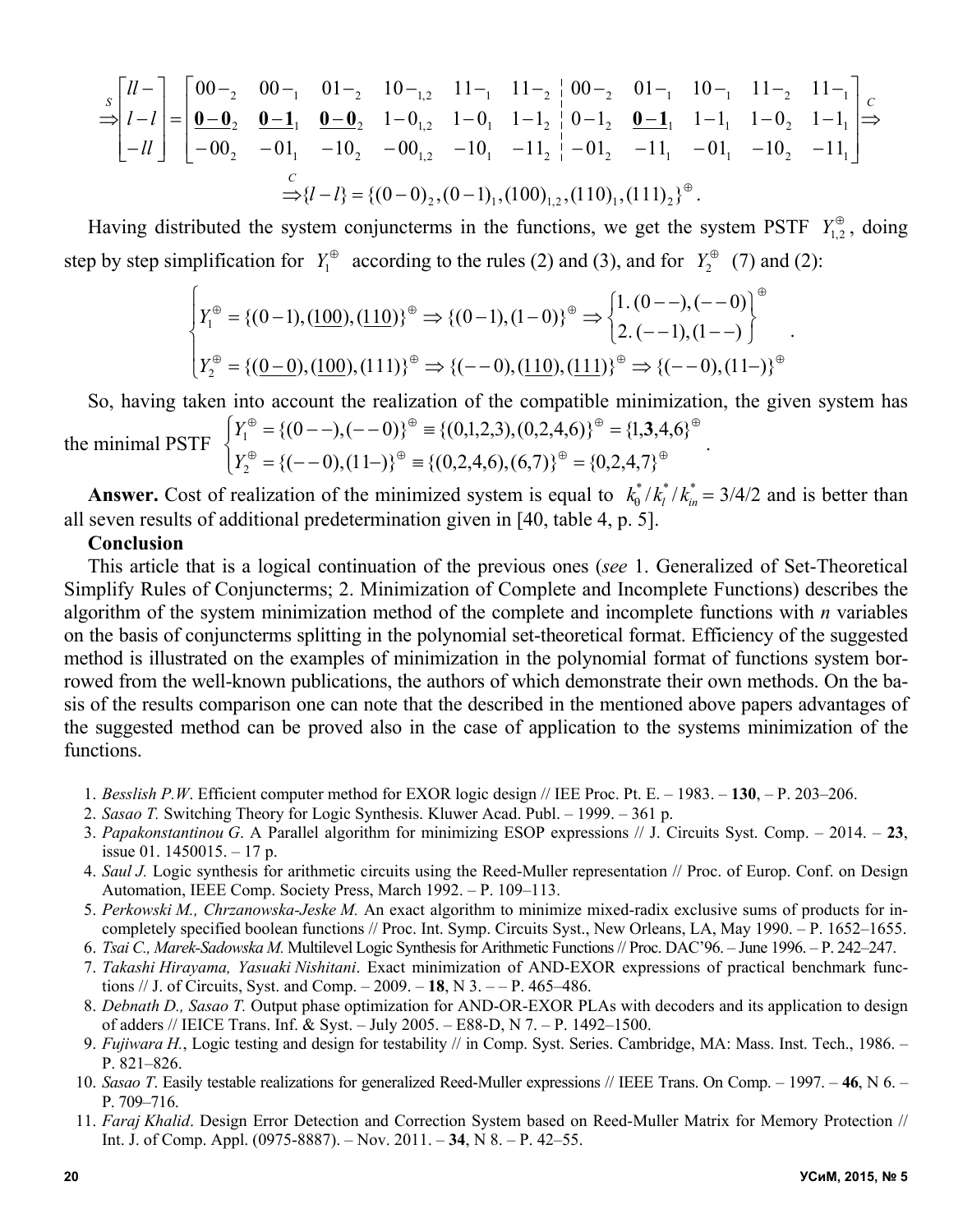$$\overset{S}{\Rightarrow}\begin{bmatrix} ll- \\ l-l \\ -ll \end{bmatrix} = \left[\begin{array}{cccccc|ccccc} 00-_2 & 00-_1 & 01-_2 & 10-_{1,2} & 11-_1 & 11-_2 & 00-_2 & 01-_1 & 10-_1 & 11-_2 & 11-_1 \\ \mathbf{0-0}_2 & \mathbf{0-1}_1 & \mathbf{0-0}_2 & 1-0_{1,2} & 1-0_1 & 1-1_2 & 0-1_2 & \mathbf{0-1}_1 & 1-1_1 & 1-0_2 & 1-1_1 \\ -00_2 & -01_1 & -10_2 & -00_{1,2} & -10_1 & -11_2 & -01_2 & -11_1 & -01_1 & -10_2 & -11_1 \end{array}\right] \overset{C}{\Rightarrow}$$

$$\overset{C}{\Rightarrow}\{l-l\} = \{(0-0)_2, (0-1)_1, (100)_{1,2}, (110)_1, (111)_2\}^{\oplus}.$$

Having distributed the system conjuncterms in the functions, we get the system PSTF $Y_{1,2}^{\oplus}$, doing step by step simplification for $Y_1^{\oplus}$ according to the rules (2) and (3), and for $Y_2^{\oplus}$ (7) and (2):

$$\begin{cases} Y_1^{\oplus} = \{(0-1), (\underline{100}), (\underline{110})\}^{\oplus} \Rightarrow \{(0-1), (1-0)\}^{\oplus} \Rightarrow \begin{Bmatrix} 1.\ (0--), (--0) \\ 2.\ (--1), (1--) \end{Bmatrix}^{\oplus} \\ Y_2^{\oplus} = \{(\underline{0-0}), (\underline{100}), (111)\}^{\oplus} \Rightarrow \{(--0), (\underline{110}), (\underline{111})\}^{\oplus} \Rightarrow \{(--0), (11-)\}^{\oplus} \end{cases}.$$

So, having taken into account the realization of the compatible minimization, the given system has the minimal PSTF $\begin{cases} Y_1^{\oplus} = \{(0--), (--0)\}^{\oplus} \equiv \{(0,1,2,3), (0,2,4,6)\}^{\oplus} = \{1,\mathbf{3},4,6\}^{\oplus} \\ Y_2^{\oplus} = \{(--0), (11-)\}^{\oplus} \equiv \{(0,2,4,6), (6,7)\}^{\oplus} = \{0,2,4,7\}^{\oplus} \end{cases}$.

**Answer.** Cost of realization of the minimized system is equal to $k_0^*/k_l^*/k_{in}^* = 3/4/2$ and is better than all seven results of additional predetermination given in [40, table 4, p. 5].

**Conclusion**

This article that is a logical continuation of the previous ones (*see* 1. Generalized of Set-Theoretical Simplify Rules of Conjuncterms; 2. Minimization of Complete and Incomplete Functions) describes the algorithm of the system minimization method of the complete and incomplete functions with *n* variables on the basis of conjuncterms splitting in the polynomial set-theoretical format. Efficiency of the suggested method is illustrated on the examples of minimization in the polynomial format of functions system borrowed from the well-known publications, the authors of which demonstrate their own methods. On the basis of the results comparison one can note that the described in the mentioned above papers advantages of the suggested method can be proved also in the case of application to the systems minimization of the functions.

1. *Besslish P.W*. Efficient computer method for EXOR logic design // IEE Proc. Pt. E. – 1983. – **130**, – P. 203–206.
2. *Sasao T.* Switching Theory for Logic Synthesis. Kluwer Acad. Publ. – 1999. – 361 p.
3. *Papakonstantinou G*. A Parallel algorithm for minimizing ESOP expressions // J. Circuits Syst. Comp. – 2014. – **23**, issue 01. 1450015. – 17 p.
4. *Saul J.* Logic synthesis for arithmetic circuits using the Reed-Muller representation // Proc. of Europ. Conf. on Design Automation, IEEE Comp. Society Press, March 1992. – P. 109–113.
5. *Perkowski M., Chrzanowska-Jeske M.* An exact algorithm to minimize mixed-radix exclusive sums of products for incompletely specified boolean functions // Proc. Int. Symp. Circuits Syst., New Orleans, LA, May 1990. – P. 1652–1655.
6. *Tsai C., Marek-Sadowska M.* Multilevel Logic Synthesis for Arithmetic Functions // Proc. DAC'96. – June 1996. – P. 242–247.
7. *Takashi Hirayama, Yasuaki Nishitani*. Exact minimization of AND-EXOR expressions of practical benchmark functions // J. of Circuits, Syst. and Comp. – 2009. – **18**, N 3. – – P. 465–486.
8. *Debnath D., Sasao T.* Output phase optimization for AND-OR-EXOR PLAs with decoders and its application to design of adders // IEICE Trans. Inf. & Syst. – July 2005. – E88-D, N 7. – P. 1492–1500.
9. *Fujiwara H.*, Logic testing and design for testability // in Comp. Syst. Series. Cambridge, MA: Mass. Inst. Tech., 1986. – P. 821–826.
10. *Sasao T*. Easily testable realizations for generalized Reed-Muller expressions // IEEE Trans. On Comp. – 1997. – **46**, N 6. – P. 709–716.
11. *Faraj Khalid*. Design Error Detection and Correction System based on Reed-Muller Matrix for Memory Protection // Int. J. of Comp. Appl. (0975-8887). – Nov. 2011. – **34**, N 8. – P. 42–55.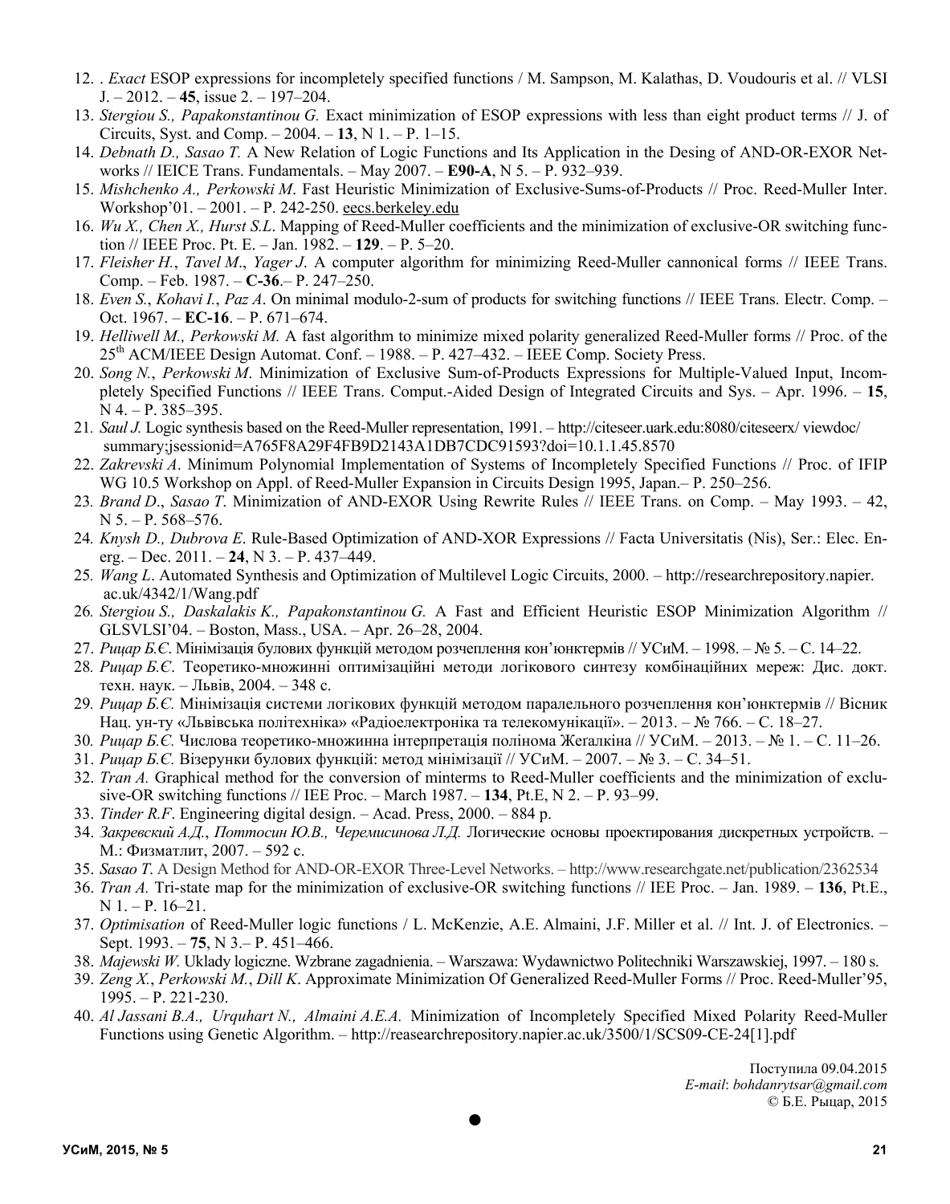12. . *Exact* ESOP expressions for incompletely specified functions / M. Sampson, M. Kalathas, D. Voudouris et al. // VLSI J. – 2012. – **45**, issue 2. – 197–204.
13. *Stergiou S., Papakonstantinou G.* Exact minimization of ESOP expressions with less than eight product terms // J. of Circuits, Syst. and Comp. – 2004. – **13**, N 1. – P. 1–15.
14. *Debnath D., Sasao T.* A New Relation of Logic Functions and Its Application in the Desing of AND-OR-EXOR Networks // IEICE Trans. Fundamentals. – May 2007. – **E90-A**, N 5. – P. 932–939.
15. *Mishchenko A., Perkowski M*. Fast Heuristic Minimization of Exclusive-Sums-of-Products // Proc. Reed-Muller Inter. Workshop'01. – 2001. – P. 242-250. eecs.berkeley.edu
16. *Wu X., Chen X., Hurst S.L*. Mapping of Reed-Muller coefficients and the minimization of exclusive-OR switching function // IEEE Proc. Pt. E. – Jan. 1982. – **129**. – P. 5–20.
17. *Fleisher H.*, *Tavel M*., *Yager J*. A computer algorithm for minimizing Reed-Muller cannonical forms // IEEE Trans. Comp. – Feb. 1987. – **C-36**.– P. 247–250.
18. *Even S.*, *Kohavi I.*, *Paz A*. On minimal modulo-2-sum of products for switching functions // IEEE Trans. Electr. Comp. – Oct. 1967. – **EC-16**. – P. 671–674.
19. *Helliwell M., Perkowski M.* A fast algorithm to minimize mixed polarity generalized Reed-Muller forms // Proc. of the 25th ACM/IEEE Design Automat. Conf. – 1988. – P. 427–432. – IEEE Comp. Society Press.
20. *Song N.*, *Perkowski M*. Minimization of Exclusive Sum-of-Products Expressions for Multiple-Valued Input, Incompletely Specified Functions // IEEE Trans. Comput.-Aided Design of Integrated Circuits and Sys. – Apr. 1996. – **15**, N 4. – P. 385–395.
21. *Saul J.* Logic synthesis based on the Reed-Muller representation, 1991. – http://citeseer.uark.edu:8080/citeseerx/ viewdoc/ summary;jsessionid=A765F8A29F4FB9D2143A1DB7CDC91593?doi=10.1.1.45.8570
22. *Zakrevski A*. Minimum Polynomial Implementation of Systems of Incompletely Specified Functions // Proc. of IFIP WG 10.5 Workshop on Appl. of Reed-Muller Expansion in Circuits Design 1995, Japan.– P. 250–256.
23. *Brand D*., *Sasao T*. Minimization of AND-EXOR Using Rewrite Rules // IEEE Trans. on Comp. – May 1993. – 42, N 5. – P. 568–576.
24. *Knysh D., Dubrova E*. Rule-Based Optimization of AND-XOR Expressions // Facta Universitatis (Nis), Ser.: Elec. Energ. – Dec. 2011. – **24**, N 3. – P. 437–449.
25. *Wang L*. Automated Synthesis and Optimization of Multilevel Logic Circuits, 2000. – http://researchrepository.napier. ac.uk/4342/1/Wang.pdf
26. *Stergiou S., Daskalakis K., Papakonstantinou G.* A Fast and Efficient Heuristic ESOP Minimization Algorithm // GLSVLSI'04. – Boston, Mass., USA. – Apr. 26–28, 2004.
27. *Рицар Б.Є.* Мінімізація булових функцій методом розчеплення кон'юнктермів // УСиМ. – 1998. – № 5. – С. 14–22.
28. *Рицар Б.Є.* Теоретико-множинні оптимізаційні методи логікового синтезу комбінаційних мереж: Дис. докт. техн. наук. – Львів, 2004. – 348 с.
29. *Рицар Б.Є.* Мінімізація системи логікових функцій методом паралельного розчеплення кон'юнктермів // Вісник Нац. ун-ту «Львівська політехніка» «Радіоелектроніка та телекомунікації». – 2013. – № 766. – С. 18–27.
30. *Рицар Б.Є.* Числова теоретико-множинна інтерпретація полінома Жегалкіна // УСиМ. – 2013. – № 1. – С. 11–26.
31. *Рицар Б.Є.* Візерунки булових функцій: метод мінімізації // УСиМ. – 2007. – № 3. – С. 34–51.
32. *Tran A.* Graphical method for the conversion of minterms to Reed-Muller coefficients and the minimization of exclusive-OR switching functions // IEE Proc. – March 1987. – **134**, Pt.E, N 2. – P. 93–99.
33. *Tinder R.F*. Engineering digital design. – Acad. Press, 2000. – 884 p.
34. *Закревский А.Д.*, *Поттосин Ю.В., Черемисинова Л.Д.* Логические основы проектирования дискретных устройств. – М.: Физматлит, 2007. – 592 с.
35. *Sasao T*. A Design Method for AND-OR-EXOR Three-Level Networks. – http://www.researchgate.net/publication/2362534
36. *Tran A.* Tri-state map for the minimization of exclusive-OR switching functions // IEE Proc. – Jan. 1989. – **136**, Pt.E., N 1. – P. 16–21.
37. *Optimisation* of Reed-Muller logic functions / L. McKenzie, A.E. Almaini, J.F. Miller et al. // Int. J. of Electronics. – Sept. 1993. – **75**, N 3.– P. 451–466.
38. *Majewski W.* Uklady logiczne. Wzbrane zagadnienia. – Warszawa: Wydawnictwo Politechniki Warszawskiej, 1997. – 180 s.
39. *Zeng X.*, *Perkowski M.*, *Dill K*. Approximate Minimization Of Generalized Reed-Muller Forms // Proc. Reed-Muller'95, 1995. – P. 221-230.
40. *Al Jassani B.A., Urquhart N., Almaini A.E.A.* Minimization of Incompletely Specified Mixed Polarity Reed-Muller Functions using Genetic Algorithm. – http://reasearchrepository.napier.ac.uk/3500/1/SCS09-CE-24[1].pdf

Поступила 09.04.2015
*E-mail*: *bohdanrytsar@gmail.com*
© Б.Е. Рыцар, 2015